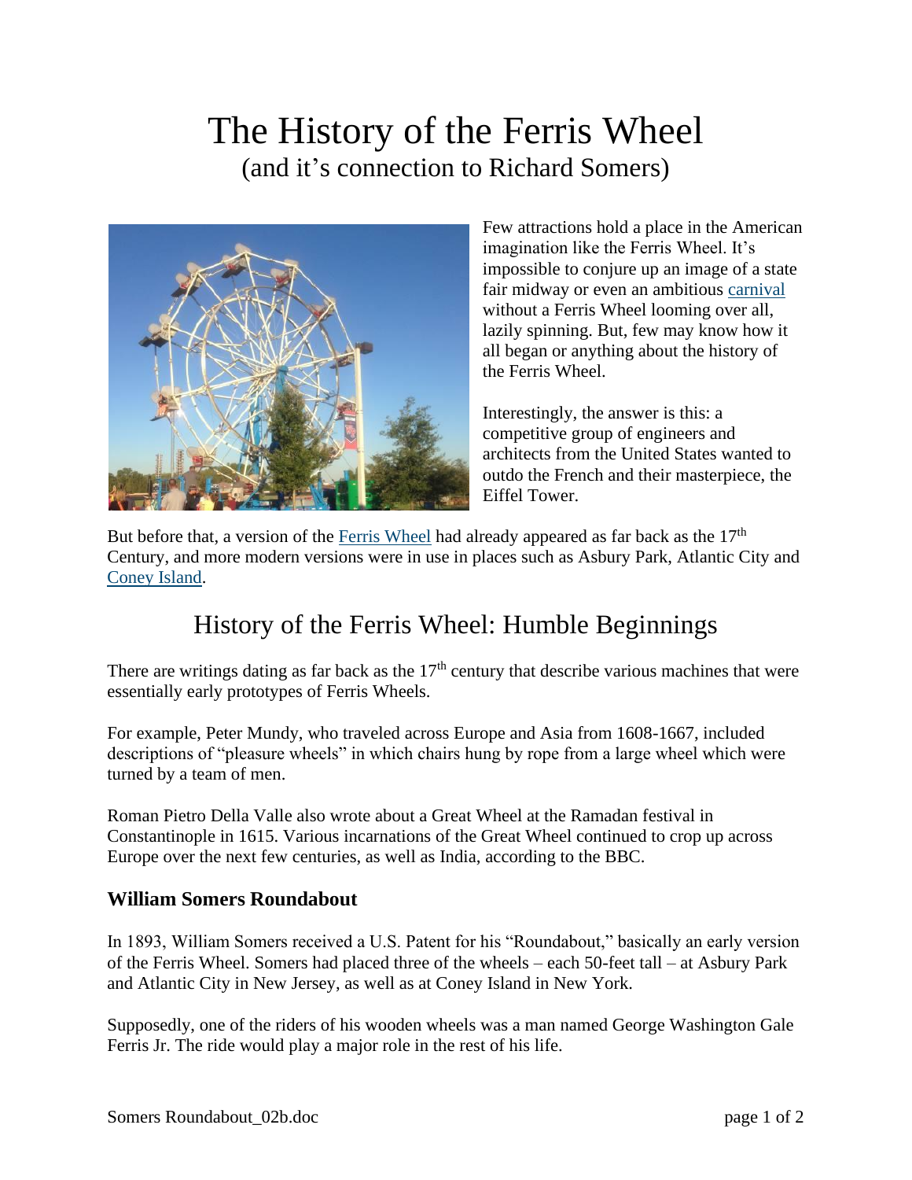# The History of the Ferris Wheel

(and it's connection to Richard Somers)

Few attractions hold a place in the American imagination like the Ferris Wheel. It's impossible to conjure up an image of a state fair midway or even an ambitious carnival without a Ferris Wheel looming over all, lazily spinning. But, few may know how it all began or anything about the history of the Ferris Wheel.

Interestingly, the answer is this: a competitive group of engineers and architects from the United States wanted to outdo the French and their masterpiece, the Eiffel Tower.

But before that, a version of the Ferris Wheel had already appeared as far back as the 17th Century, and more modern versions were in use in places such as Asbury Park, Atlantic City and Coney Island.

## History of the Ferris Wheel: Humble Beginnings

There are writings dating as far back as the 17th century that describe various machines that were essentially early prototypes of Ferris Wheels.

For example, Peter Mundy, who traveled across Europe and Asia from 1608-1667, included descriptions of "pleasure wheels" in which chairs hung by rope from a large wheel which were turned by a team of men.

Roman Pietro Della Valle also wrote about a Great Wheel at the Ramadan festival in Constantinople in 1615. Various incarnations of the Great Wheel continued to crop up across Europe over the next few centuries, as well as India, according to the BBC.

### William Somers Roundabout

In 1893, William Somers received a U.S. Patent for his "Roundabout," basically an early version of the Ferris Wheel. Somers had placed three of the wheels – each 50-feet tall – at Asbury Park and Atlantic City in New Jersey, as well as at Coney Island in New York.

Supposedly, one of the riders of his wooden wheels was a man named George Washington Gale Ferris Jr. The ride would play a major role in the rest of his life.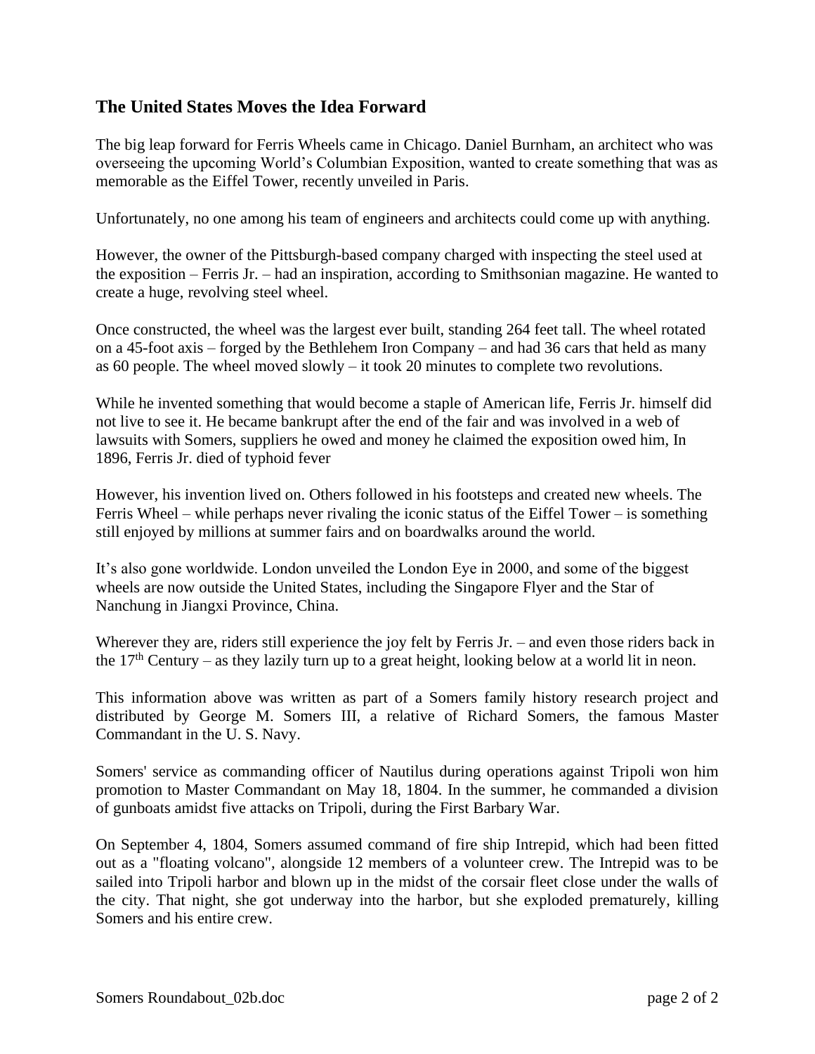## The United States Moves the Idea Forward

The big leap forward for Ferris Wheels came in Chicago. Daniel Burnham, an architect who was overseeing the upcoming World's Columbian Exposition, wanted to create something that was as memorable as the Eiffel Tower, recently unveiled in Paris.

Unfortunately, no one among his team of engineers and architects could come up with anything.

However, the owner of the Pittsburgh-based company charged with inspecting the steel used at the exposition – Ferris Jr. – had an inspiration, according to Smithsonian magazine. He wanted to create a huge, revolving steel wheel.

Once constructed, the wheel was the largest ever built, standing 264 feet tall. The wheel rotated on a 45-foot axis – forged by the Bethlehem Iron Company – and had 36 cars that held as many as 60 people. The wheel moved slowly – it took 20 minutes to complete two revolutions.

While he invented something that would become a staple of American life, Ferris Jr. himself did not live to see it. He became bankrupt after the end of the fair and was involved in a web of lawsuits with Somers, suppliers he owed and money he claimed the exposition owed him, In 1896, Ferris Jr. died of typhoid fever

However, his invention lived on. Others followed in his footsteps and created new wheels. The Ferris Wheel – while perhaps never rivaling the iconic status of the Eiffel Tower – is something still enjoyed by millions at summer fairs and on boardwalks around the world.

It's also gone worldwide. London unveiled the London Eye in 2000, and some of the biggest wheels are now outside the United States, including the Singapore Flyer and the Star of Nanchung in Jiangxi Province, China.

Wherever they are, riders still experience the joy felt by Ferris Jr. – and even those riders back in the 17th Century – as they lazily turn up to a great height, looking below at a world lit in neon.

This information above was written as part of a Somers family history research project and distributed by George M. Somers III, a relative of Richard Somers, the famous Master Commandant in the U. S. Navy.

Somers' service as commanding officer of Nautilus during operations against Tripoli won him promotion to Master Commandant on May 18, 1804. In the summer, he commanded a division of gunboats amidst five attacks on Tripoli, during the First Barbary War.

On September 4, 1804, Somers assumed command of fire ship Intrepid, which had been fitted out as a "floating volcano", alongside 12 members of a volunteer crew. The Intrepid was to be sailed into Tripoli harbor and blown up in the midst of the corsair fleet close under the walls of the city. That night, she got underway into the harbor, but she exploded prematurely, killing Somers and his entire crew.